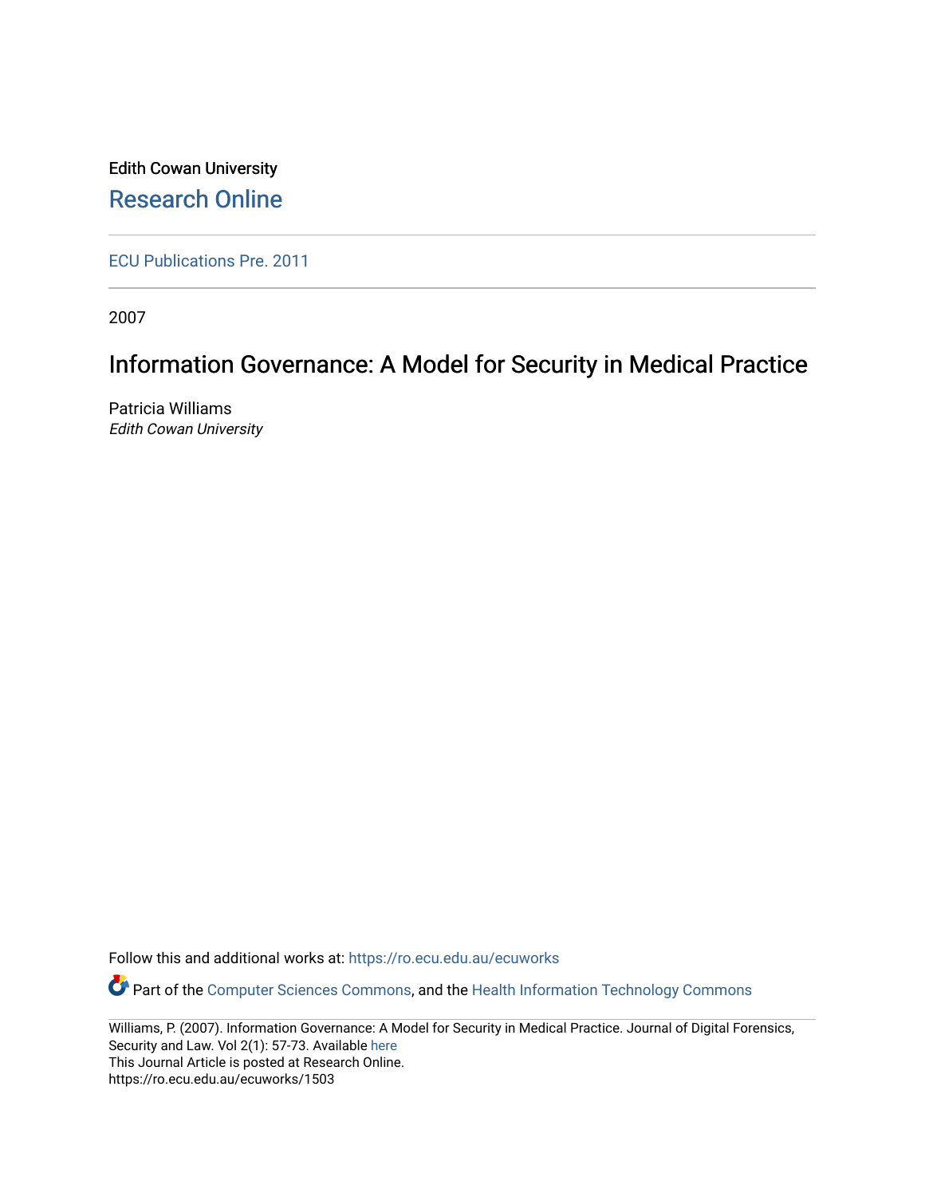Edith Cowan University

## Research Online

ECU Publications Pre. 2011

2007

# Information Governance: A Model for Security in Medical Practice

Patricia Williams
*Edith Cowan University*

Follow this and additional works at: https://ro.ecu.edu.au/ecuworks

Part of the Computer Sciences Commons, and the Health Information Technology Commons

Williams, P. (2007). Information Governance: A Model for Security in Medical Practice. Journal of Digital Forensics, Security and Law. Vol 2(1): 57-73. Available here
This Journal Article is posted at Research Online.
https://ro.ecu.edu.au/ecuworks/1503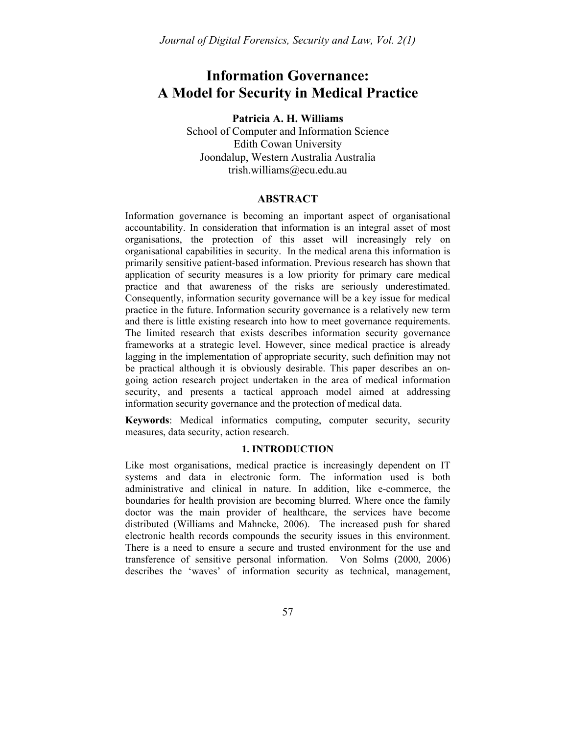# Information Governance: A Model for Security in Medical Practice

**Patricia A. H. Williams**
School of Computer and Information Science
Edith Cowan University
Joondalup, Western Australia Australia
trish.williams@ecu.edu.au

## ABSTRACT

Information governance is becoming an important aspect of organisational accountability. In consideration that information is an integral asset of most organisations, the protection of this asset will increasingly rely on organisational capabilities in security. In the medical arena this information is primarily sensitive patient-based information. Previous research has shown that application of security measures is a low priority for primary care medical practice and that awareness of the risks are seriously underestimated. Consequently, information security governance will be a key issue for medical practice in the future. Information security governance is a relatively new term and there is little existing research into how to meet governance requirements. The limited research that exists describes information security governance frameworks at a strategic level. However, since medical practice is already lagging in the implementation of appropriate security, such definition may not be practical although it is obviously desirable. This paper describes an on-going action research project undertaken in the area of medical information security, and presents a tactical approach model aimed at addressing information security governance and the protection of medical data.

**Keywords**: Medical informatics computing, computer security, security measures, data security, action research.

## 1. INTRODUCTION

Like most organisations, medical practice is increasingly dependent on IT systems and data in electronic form. The information used is both administrative and clinical in nature. In addition, like e-commerce, the boundaries for health provision are becoming blurred. Where once the family doctor was the main provider of healthcare, the services have become distributed (Williams and Mahncke, 2006). The increased push for shared electronic health records compounds the security issues in this environment. There is a need to ensure a secure and trusted environment for the use and transference of sensitive personal information. Von Solms (2000, 2006) describes the 'waves' of information security as technical, management,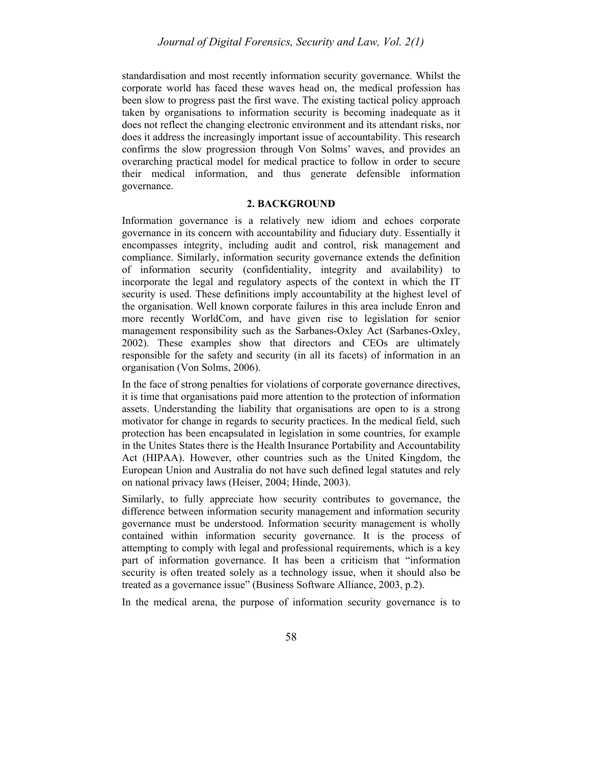standardisation and most recently information security governance. Whilst the corporate world has faced these waves head on, the medical profession has been slow to progress past the first wave. The existing tactical policy approach taken by organisations to information security is becoming inadequate as it does not reflect the changing electronic environment and its attendant risks, nor does it address the increasingly important issue of accountability. This research confirms the slow progression through Von Solms' waves, and provides an overarching practical model for medical practice to follow in order to secure their medical information, and thus generate defensible information governance.

## 2. BACKGROUND

Information governance is a relatively new idiom and echoes corporate governance in its concern with accountability and fiduciary duty. Essentially it encompasses integrity, including audit and control, risk management and compliance. Similarly, information security governance extends the definition of information security (confidentiality, integrity and availability) to incorporate the legal and regulatory aspects of the context in which the IT security is used. These definitions imply accountability at the highest level of the organisation. Well known corporate failures in this area include Enron and more recently WorldCom, and have given rise to legislation for senior management responsibility such as the Sarbanes-Oxley Act (Sarbanes-Oxley, 2002). These examples show that directors and CEOs are ultimately responsible for the safety and security (in all its facets) of information in an organisation (Von Solms, 2006).

In the face of strong penalties for violations of corporate governance directives, it is time that organisations paid more attention to the protection of information assets. Understanding the liability that organisations are open to is a strong motivator for change in regards to security practices. In the medical field, such protection has been encapsulated in legislation in some countries, for example in the Unites States there is the Health Insurance Portability and Accountability Act (HIPAA). However, other countries such as the United Kingdom, the European Union and Australia do not have such defined legal statutes and rely on national privacy laws (Heiser, 2004; Hinde, 2003).

Similarly, to fully appreciate how security contributes to governance, the difference between information security management and information security governance must be understood. Information security management is wholly contained within information security governance. It is the process of attempting to comply with legal and professional requirements, which is a key part of information governance. It has been a criticism that "information security is often treated solely as a technology issue, when it should also be treated as a governance issue" (Business Software Alliance, 2003, p.2).

In the medical arena, the purpose of information security governance is to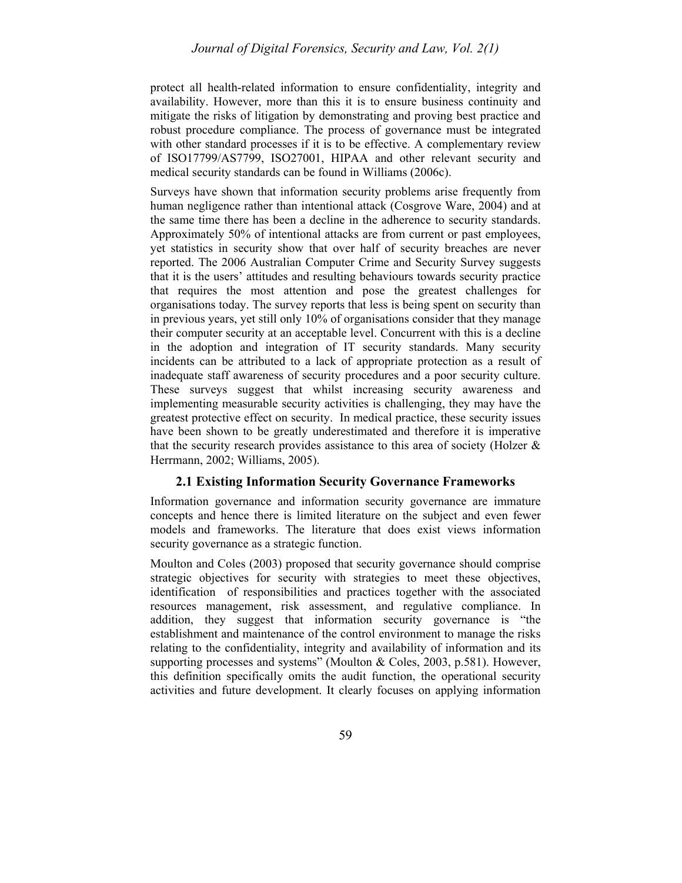protect all health-related information to ensure confidentiality, integrity and availability. However, more than this it is to ensure business continuity and mitigate the risks of litigation by demonstrating and proving best practice and robust procedure compliance. The process of governance must be integrated with other standard processes if it is to be effective. A complementary review of ISO17799/AS7799, ISO27001, HIPAA and other relevant security and medical security standards can be found in Williams (2006c).

Surveys have shown that information security problems arise frequently from human negligence rather than intentional attack (Cosgrove Ware, 2004) and at the same time there has been a decline in the adherence to security standards. Approximately 50% of intentional attacks are from current or past employees, yet statistics in security show that over half of security breaches are never reported. The 2006 Australian Computer Crime and Security Survey suggests that it is the users' attitudes and resulting behaviours towards security practice that requires the most attention and pose the greatest challenges for organisations today. The survey reports that less is being spent on security than in previous years, yet still only 10% of organisations consider that they manage their computer security at an acceptable level. Concurrent with this is a decline in the adoption and integration of IT security standards. Many security incidents can be attributed to a lack of appropriate protection as a result of inadequate staff awareness of security procedures and a poor security culture. These surveys suggest that whilst increasing security awareness and implementing measurable security activities is challenging, they may have the greatest protective effect on security. In medical practice, these security issues have been shown to be greatly underestimated and therefore it is imperative that the security research provides assistance to this area of society (Holzer & Herrmann, 2002; Williams, 2005).

### 2.1 Existing Information Security Governance Frameworks

Information governance and information security governance are immature concepts and hence there is limited literature on the subject and even fewer models and frameworks. The literature that does exist views information security governance as a strategic function.

Moulton and Coles (2003) proposed that security governance should comprise strategic objectives for security with strategies to meet these objectives, identification of responsibilities and practices together with the associated resources management, risk assessment, and regulative compliance. In addition, they suggest that information security governance is "the establishment and maintenance of the control environment to manage the risks relating to the confidentiality, integrity and availability of information and its supporting processes and systems" (Moulton & Coles, 2003, p.581). However, this definition specifically omits the audit function, the operational security activities and future development. It clearly focuses on applying information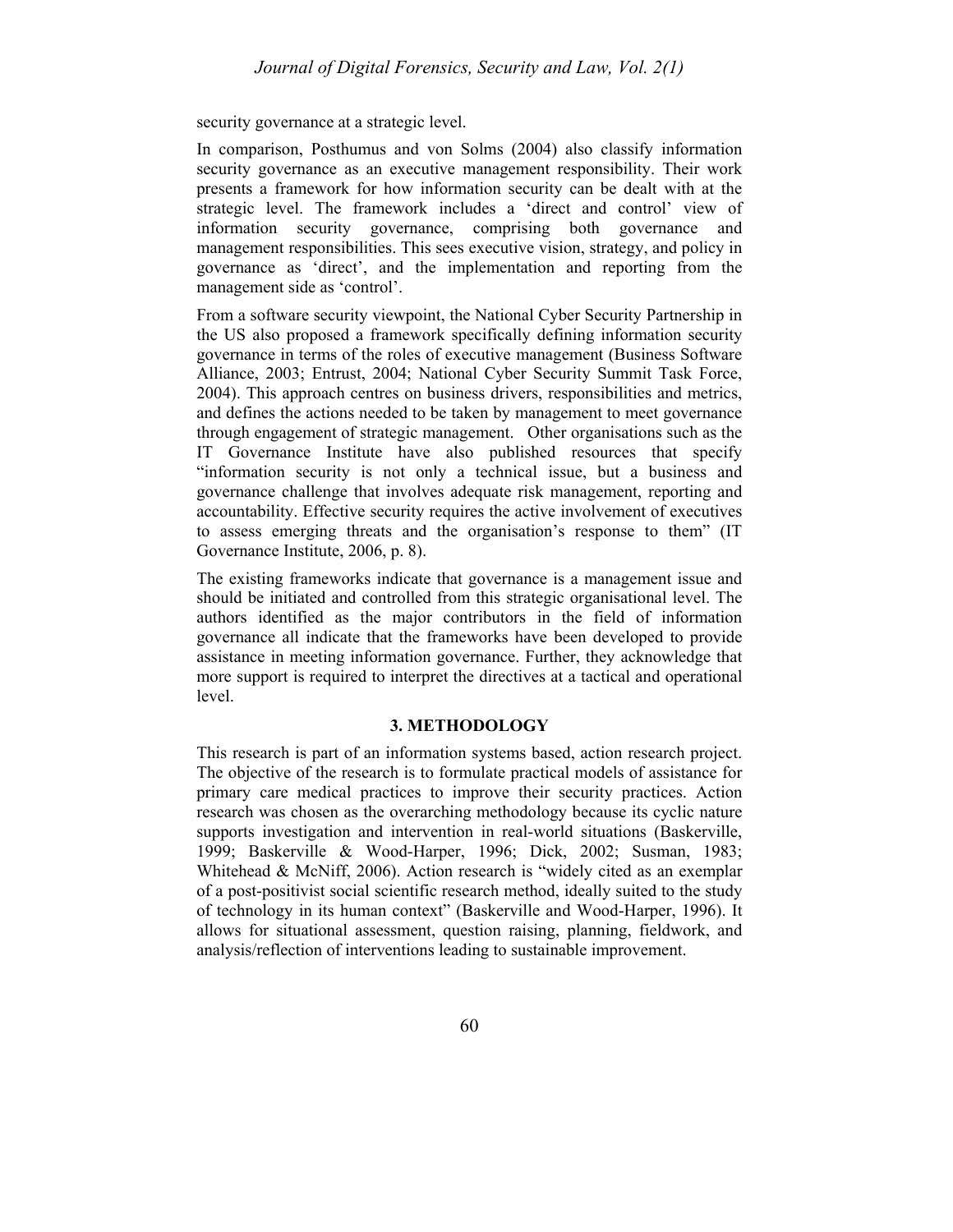security governance at a strategic level.

In comparison, Posthumus and von Solms (2004) also classify information security governance as an executive management responsibility. Their work presents a framework for how information security can be dealt with at the strategic level. The framework includes a 'direct and control' view of information security governance, comprising both governance and management responsibilities. This sees executive vision, strategy, and policy in governance as 'direct', and the implementation and reporting from the management side as 'control'.

From a software security viewpoint, the National Cyber Security Partnership in the US also proposed a framework specifically defining information security governance in terms of the roles of executive management (Business Software Alliance, 2003; Entrust, 2004; National Cyber Security Summit Task Force, 2004). This approach centres on business drivers, responsibilities and metrics, and defines the actions needed to be taken by management to meet governance through engagement of strategic management. Other organisations such as the IT Governance Institute have also published resources that specify "information security is not only a technical issue, but a business and governance challenge that involves adequate risk management, reporting and accountability. Effective security requires the active involvement of executives to assess emerging threats and the organisation's response to them" (IT Governance Institute, 2006, p. 8).

The existing frameworks indicate that governance is a management issue and should be initiated and controlled from this strategic organisational level. The authors identified as the major contributors in the field of information governance all indicate that the frameworks have been developed to provide assistance in meeting information governance. Further, they acknowledge that more support is required to interpret the directives at a tactical and operational level.

## 3. METHODOLOGY

This research is part of an information systems based, action research project. The objective of the research is to formulate practical models of assistance for primary care medical practices to improve their security practices. Action research was chosen as the overarching methodology because its cyclic nature supports investigation and intervention in real-world situations (Baskerville, 1999; Baskerville & Wood-Harper, 1996; Dick, 2002; Susman, 1983; Whitehead & McNiff, 2006). Action research is "widely cited as an exemplar of a post-positivist social scientific research method, ideally suited to the study of technology in its human context" (Baskerville and Wood-Harper, 1996). It allows for situational assessment, question raising, planning, fieldwork, and analysis/reflection of interventions leading to sustainable improvement.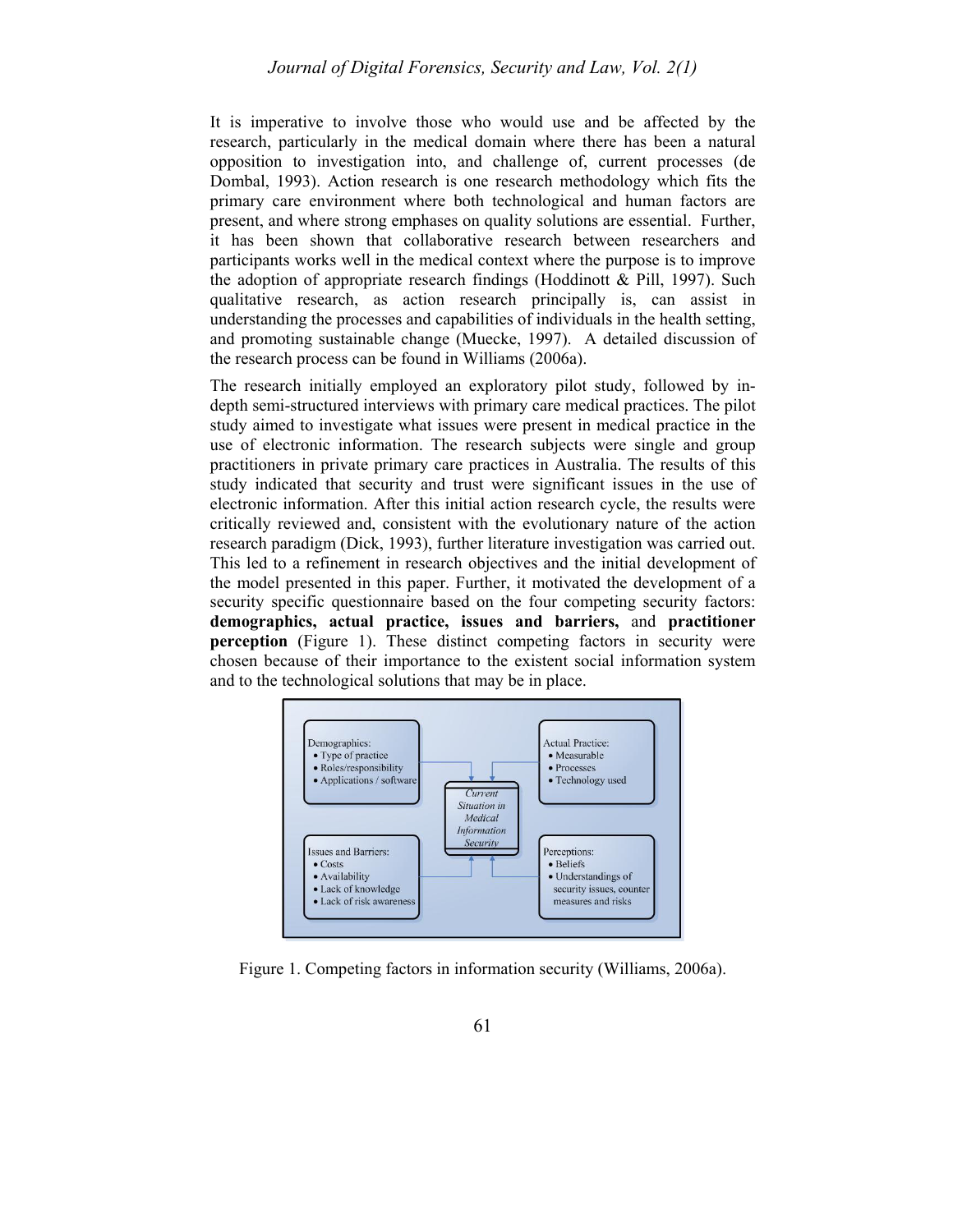It is imperative to involve those who would use and be affected by the research, particularly in the medical domain where there has been a natural opposition to investigation into, and challenge of, current processes (de Dombal, 1993). Action research is one research methodology which fits the primary care environment where both technological and human factors are present, and where strong emphases on quality solutions are essential. Further, it has been shown that collaborative research between researchers and participants works well in the medical context where the purpose is to improve the adoption of appropriate research findings (Hoddinott & Pill, 1997). Such qualitative research, as action research principally is, can assist in understanding the processes and capabilities of individuals in the health setting, and promoting sustainable change (Muecke, 1997). A detailed discussion of the research process can be found in Williams (2006a).

The research initially employed an exploratory pilot study, followed by in-depth semi-structured interviews with primary care medical practices. The pilot study aimed to investigate what issues were present in medical practice in the use of electronic information. The research subjects were single and group practitioners in private primary care practices in Australia. The results of this study indicated that security and trust were significant issues in the use of electronic information. After this initial action research cycle, the results were critically reviewed and, consistent with the evolutionary nature of the action research paradigm (Dick, 1993), further literature investigation was carried out. This led to a refinement in research objectives and the initial development of the model presented in this paper. Further, it motivated the development of a security specific questionnaire based on the four competing security factors: **demographics, actual practice, issues and barriers,** and **practitioner perception** (Figure 1). These distinct competing factors in security were chosen because of their importance to the existent social information system and to the technological solutions that may be in place.

Demographics:
- Type of practice
- Roles/responsibility
- Applications / software

Actual Practice:
- Measurable
- Processes
- Technology used

*Current Situation in Medical Information Security*

Issues and Barriers:
- Costs
- Availability
- Lack of knowledge
- Lack of risk awareness

Perceptions:
- Beliefs
- Understandings of security issues, counter measures and risks

Figure 1. Competing factors in information security (Williams, 2006a).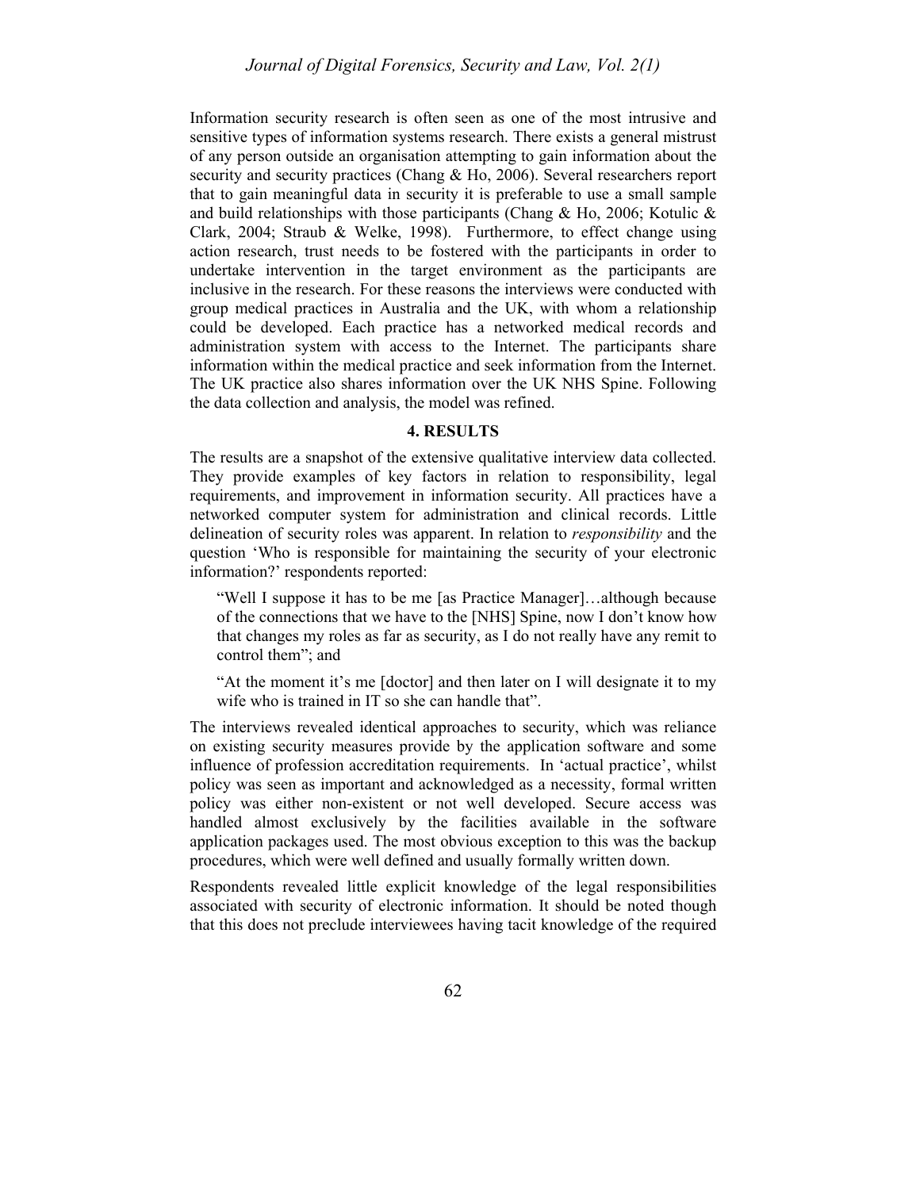Information security research is often seen as one of the most intrusive and sensitive types of information systems research. There exists a general mistrust of any person outside an organisation attempting to gain information about the security and security practices (Chang & Ho, 2006). Several researchers report that to gain meaningful data in security it is preferable to use a small sample and build relationships with those participants (Chang & Ho, 2006; Kotulic & Clark, 2004; Straub & Welke, 1998). Furthermore, to effect change using action research, trust needs to be fostered with the participants in order to undertake intervention in the target environment as the participants are inclusive in the research. For these reasons the interviews were conducted with group medical practices in Australia and the UK, with whom a relationship could be developed. Each practice has a networked medical records and administration system with access to the Internet. The participants share information within the medical practice and seek information from the Internet. The UK practice also shares information over the UK NHS Spine. Following the data collection and analysis, the model was refined.

## 4. RESULTS

The results are a snapshot of the extensive qualitative interview data collected. They provide examples of key factors in relation to responsibility, legal requirements, and improvement in information security. All practices have a networked computer system for administration and clinical records. Little delineation of security roles was apparent. In relation to *responsibility* and the question 'Who is responsible for maintaining the security of your electronic information?' respondents reported:

> "Well I suppose it has to be me [as Practice Manager]…although because of the connections that we have to the [NHS] Spine, now I don't know how that changes my roles as far as security, as I do not really have any remit to control them"; and

> "At the moment it's me [doctor] and then later on I will designate it to my wife who is trained in IT so she can handle that".

The interviews revealed identical approaches to security, which was reliance on existing security measures provide by the application software and some influence of profession accreditation requirements. In 'actual practice', whilst policy was seen as important and acknowledged as a necessity, formal written policy was either non-existent or not well developed. Secure access was handled almost exclusively by the facilities available in the software application packages used. The most obvious exception to this was the backup procedures, which were well defined and usually formally written down.

Respondents revealed little explicit knowledge of the legal responsibilities associated with security of electronic information. It should be noted though that this does not preclude interviewees having tacit knowledge of the required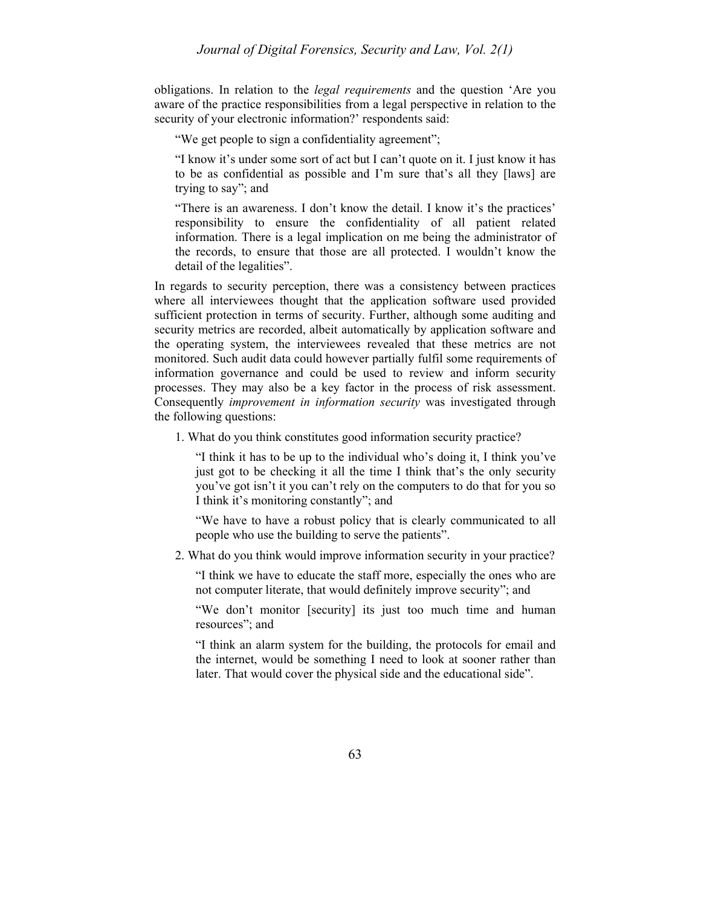obligations. In relation to the *legal requirements* and the question 'Are you aware of the practice responsibilities from a legal perspective in relation to the security of your electronic information?' respondents said:

> "We get people to sign a confidentiality agreement";
>
> "I know it's under some sort of act but I can't quote on it. I just know it has to be as confidential as possible and I'm sure that's all they [laws] are trying to say"; and
>
> "There is an awareness. I don't know the detail. I know it's the practices' responsibility to ensure the confidentiality of all patient related information. There is a legal implication on me being the administrator of the records, to ensure that those are all protected. I wouldn't know the detail of the legalities".

In regards to security perception, there was a consistency between practices where all interviewees thought that the application software used provided sufficient protection in terms of security. Further, although some auditing and security metrics are recorded, albeit automatically by application software and the operating system, the interviewees revealed that these metrics are not monitored. Such audit data could however partially fulfil some requirements of information governance and could be used to review and inform security processes. They may also be a key factor in the process of risk assessment. Consequently *improvement in information security* was investigated through the following questions:

1. What do you think constitutes good information security practice?

   > "I think it has to be up to the individual who's doing it, I think you've just got to be checking it all the time I think that's the only security you've got isn't it you can't rely on the computers to do that for you so I think it's monitoring constantly"; and
   >
   > "We have to have a robust policy that is clearly communicated to all people who use the building to serve the patients".

2. What do you think would improve information security in your practice?

   > "I think we have to educate the staff more, especially the ones who are not computer literate, that would definitely improve security"; and
   >
   > "We don't monitor [security] its just too much time and human resources"; and
   >
   > "I think an alarm system for the building, the protocols for email and the internet, would be something I need to look at sooner rather than later. That would cover the physical side and the educational side".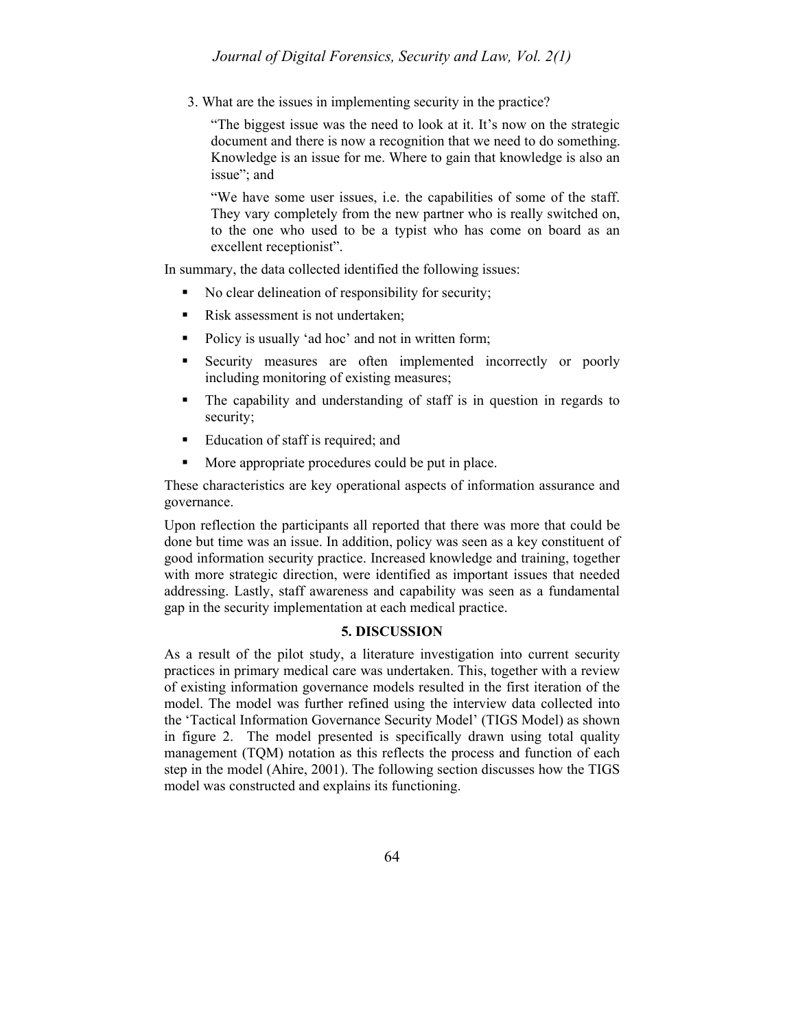3. What are the issues in implementing security in the practice?

> "The biggest issue was the need to look at it. It's now on the strategic document and there is now a recognition that we need to do something. Knowledge is an issue for me. Where to gain that knowledge is also an issue"; and
>
> "We have some user issues, i.e. the capabilities of some of the staff. They vary completely from the new partner who is really switched on, to the one who used to be a typist who has come on board as an excellent receptionist".

In summary, the data collected identified the following issues:

- No clear delineation of responsibility for security;
- Risk assessment is not undertaken;
- Policy is usually 'ad hoc' and not in written form;
- Security measures are often implemented incorrectly or poorly including monitoring of existing measures;
- The capability and understanding of staff is in question in regards to security;
- Education of staff is required; and
- More appropriate procedures could be put in place.

These characteristics are key operational aspects of information assurance and governance.

Upon reflection the participants all reported that there was more that could be done but time was an issue. In addition, policy was seen as a key constituent of good information security practice. Increased knowledge and training, together with more strategic direction, were identified as important issues that needed addressing. Lastly, staff awareness and capability was seen as a fundamental gap in the security implementation at each medical practice.

## 5. DISCUSSION

As a result of the pilot study, a literature investigation into current security practices in primary medical care was undertaken. This, together with a review of existing information governance models resulted in the first iteration of the model. The model was further refined using the interview data collected into the 'Tactical Information Governance Security Model' (TIGS Model) as shown in figure 2. The model presented is specifically drawn using total quality management (TQM) notation as this reflects the process and function of each step in the model (Ahire, 2001). The following section discusses how the TIGS model was constructed and explains its functioning.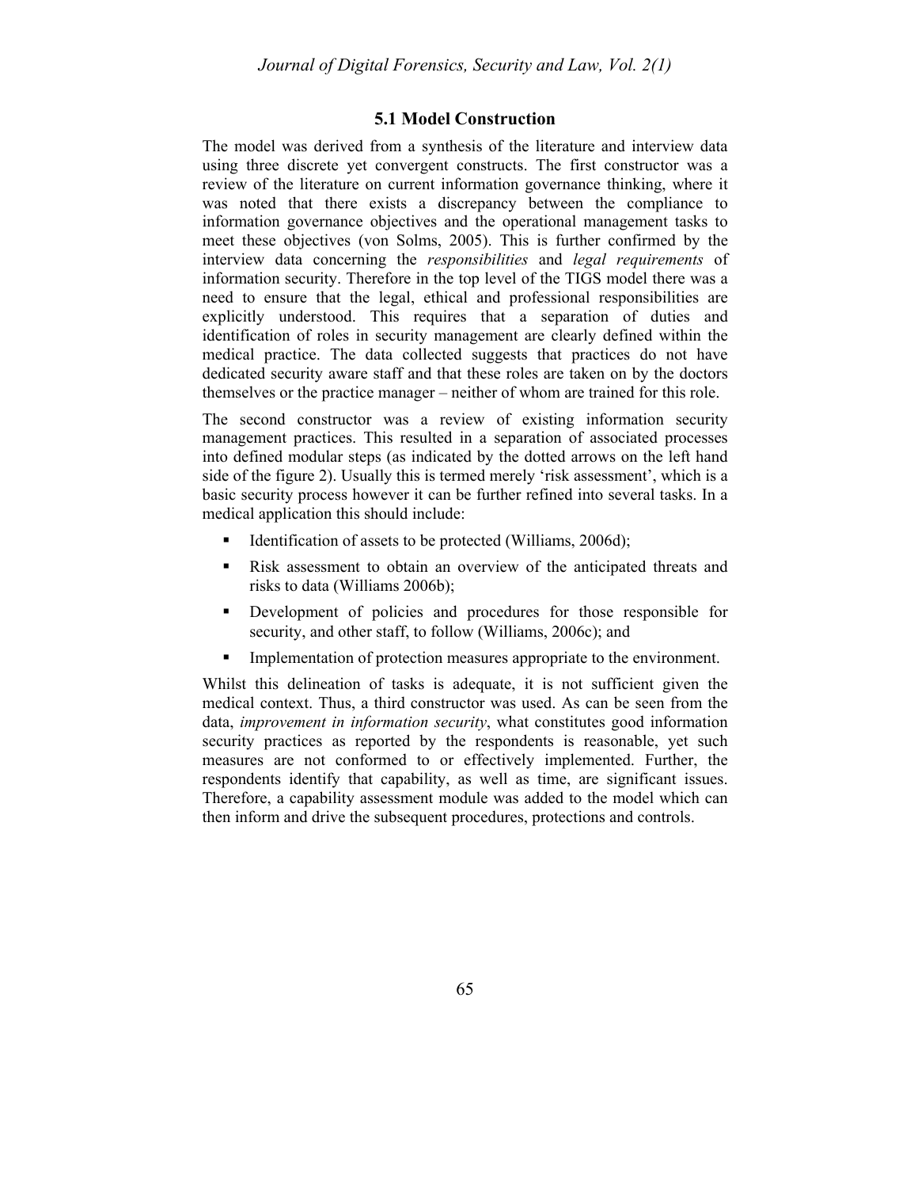### 5.1 Model Construction

The model was derived from a synthesis of the literature and interview data using three discrete yet convergent constructs. The first constructor was a review of the literature on current information governance thinking, where it was noted that there exists a discrepancy between the compliance to information governance objectives and the operational management tasks to meet these objectives (von Solms, 2005). This is further confirmed by the interview data concerning the *responsibilities* and *legal requirements* of information security. Therefore in the top level of the TIGS model there was a need to ensure that the legal, ethical and professional responsibilities are explicitly understood. This requires that a separation of duties and identification of roles in security management are clearly defined within the medical practice. The data collected suggests that practices do not have dedicated security aware staff and that these roles are taken on by the doctors themselves or the practice manager – neither of whom are trained for this role.

The second constructor was a review of existing information security management practices. This resulted in a separation of associated processes into defined modular steps (as indicated by the dotted arrows on the left hand side of the figure 2). Usually this is termed merely 'risk assessment', which is a basic security process however it can be further refined into several tasks. In a medical application this should include:

- Identification of assets to be protected (Williams, 2006d);
- Risk assessment to obtain an overview of the anticipated threats and risks to data (Williams 2006b);
- Development of policies and procedures for those responsible for security, and other staff, to follow (Williams, 2006c); and
- Implementation of protection measures appropriate to the environment.

Whilst this delineation of tasks is adequate, it is not sufficient given the medical context. Thus, a third constructor was used. As can be seen from the data, *improvement in information security*, what constitutes good information security practices as reported by the respondents is reasonable, yet such measures are not conformed to or effectively implemented. Further, the respondents identify that capability, as well as time, are significant issues. Therefore, a capability assessment module was added to the model which can then inform and drive the subsequent procedures, protections and controls.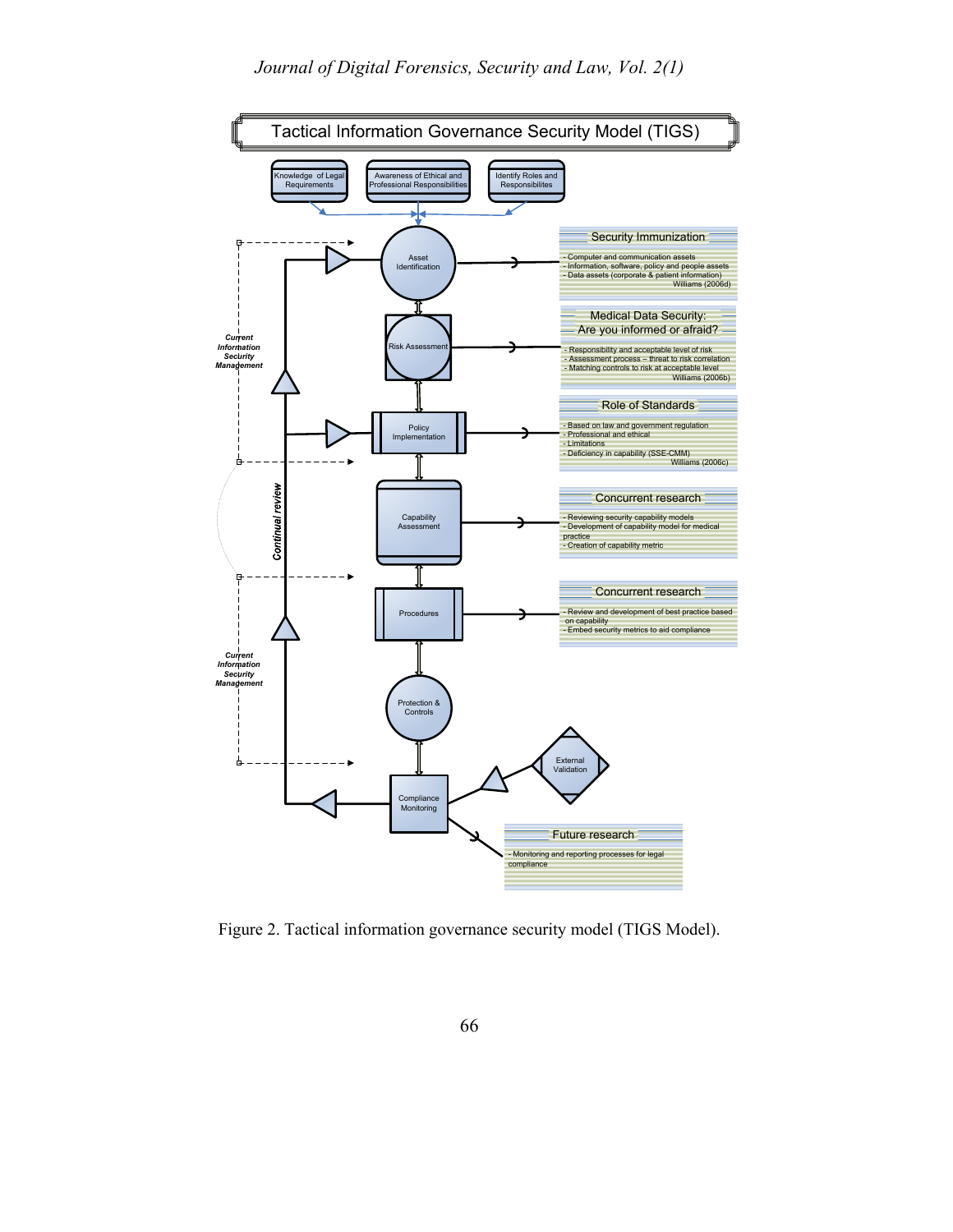Tactical Information Governance Security Model (TIGS)

Knowledge of Legal Requirements

Awareness of Ethical and Professional Responsibilities

Identify Roles and Responsibilites

Asset Identification

Risk Assessment

Policy Implementation

Capability Assessment

Procedures

Protection & Controls

Compliance Monitoring

External Validation

*Current Information Security Management*

*Continual review*

*Current Information Security Management*

**Security Immunization**

- Computer and communication assets
- Information, software, policy and people assets
- Data assets (corporate & patient information)

Williams (2006d)

**Medical Data Security: Are you informed or afraid?**

- Responsibility and acceptable level of risk
- Assessment process – threat to risk correlation
- Matching controls to risk at acceptable level

Williams (2006b)

**Role of Standards**

- Based on law and government regulation
- Professional and ethical
- Limitations
- Deficiency in capability (SSE-CMM)

Williams (2006c)

**Concurrent research**

- Reviewing security capability models
- Development of capability model for medical practice
- Creation of capability metric

**Concurrent research**

- Review and development of best practice based on capability
- Embed security metrics to aid compliance

**Future research**

- Monitoring and reporting processes for legal compliance

Figure 2. Tactical information governance security model (TIGS Model).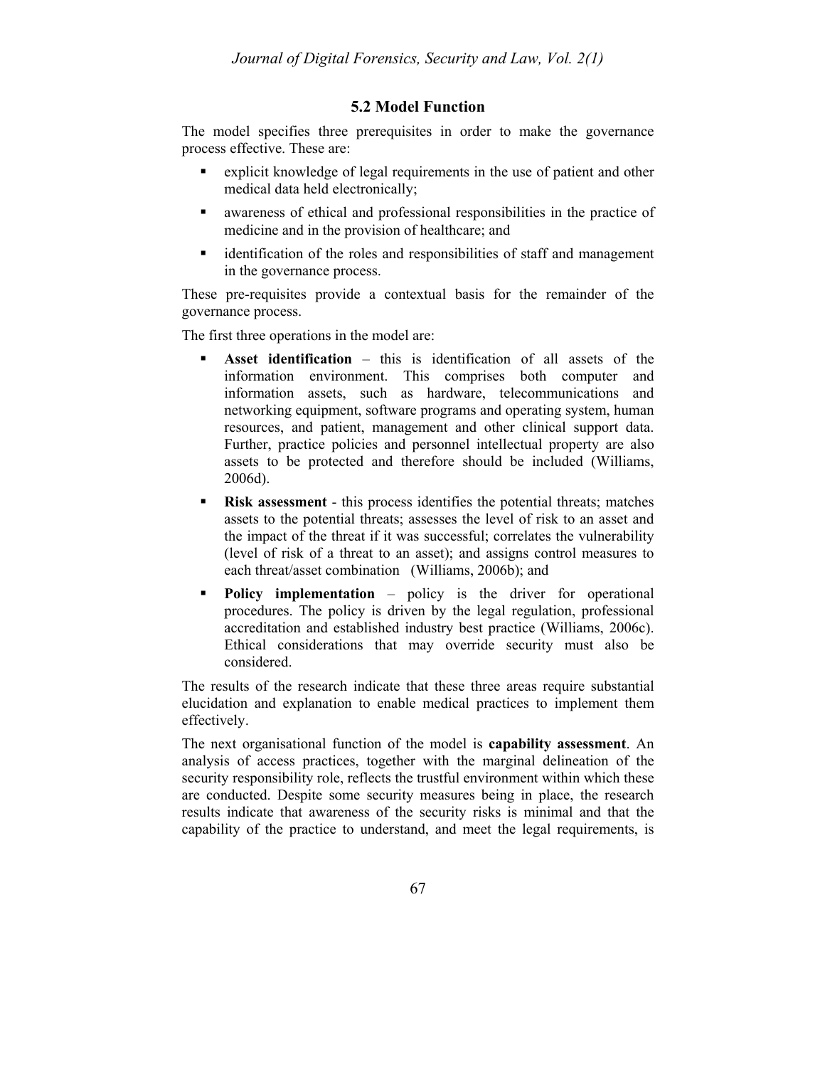### 5.2 Model Function

The model specifies three prerequisites in order to make the governance process effective. These are:

- explicit knowledge of legal requirements in the use of patient and other medical data held electronically;
- awareness of ethical and professional responsibilities in the practice of medicine and in the provision of healthcare; and
- identification of the roles and responsibilities of staff and management in the governance process.

These pre-requisites provide a contextual basis for the remainder of the governance process.

The first three operations in the model are:

- **Asset identification** – this is identification of all assets of the information environment. This comprises both computer and information assets, such as hardware, telecommunications and networking equipment, software programs and operating system, human resources, and patient, management and other clinical support data. Further, practice policies and personnel intellectual property are also assets to be protected and therefore should be included (Williams, 2006d).
- **Risk assessment** - this process identifies the potential threats; matches assets to the potential threats; assesses the level of risk to an asset and the impact of the threat if it was successful; correlates the vulnerability (level of risk of a threat to an asset); and assigns control measures to each threat/asset combination (Williams, 2006b); and
- **Policy implementation** – policy is the driver for operational procedures. The policy is driven by the legal regulation, professional accreditation and established industry best practice (Williams, 2006c). Ethical considerations that may override security must also be considered.

The results of the research indicate that these three areas require substantial elucidation and explanation to enable medical practices to implement them effectively.

The next organisational function of the model is **capability assessment**. An analysis of access practices, together with the marginal delineation of the security responsibility role, reflects the trustful environment within which these are conducted. Despite some security measures being in place, the research results indicate that awareness of the security risks is minimal and that the capability of the practice to understand, and meet the legal requirements, is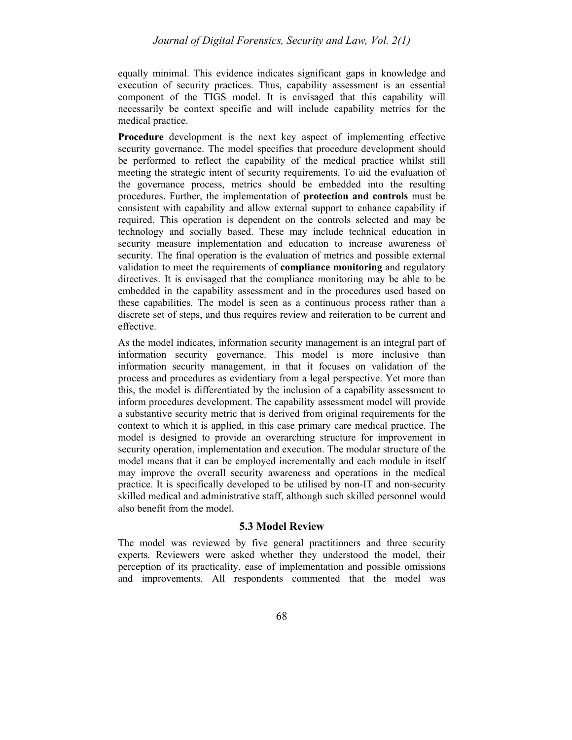equally minimal. This evidence indicates significant gaps in knowledge and execution of security practices. Thus, capability assessment is an essential component of the TIGS model. It is envisaged that this capability will necessarily be context specific and will include capability metrics for the medical practice.

**Procedure** development is the next key aspect of implementing effective security governance. The model specifies that procedure development should be performed to reflect the capability of the medical practice whilst still meeting the strategic intent of security requirements. To aid the evaluation of the governance process, metrics should be embedded into the resulting procedures. Further, the implementation of **protection and controls** must be consistent with capability and allow external support to enhance capability if required. This operation is dependent on the controls selected and may be technology and socially based. These may include technical education in security measure implementation and education to increase awareness of security. The final operation is the evaluation of metrics and possible external validation to meet the requirements of **compliance monitoring** and regulatory directives. It is envisaged that the compliance monitoring may be able to be embedded in the capability assessment and in the procedures used based on these capabilities. The model is seen as a continuous process rather than a discrete set of steps, and thus requires review and reiteration to be current and effective.

As the model indicates, information security management is an integral part of information security governance. This model is more inclusive than information security management, in that it focuses on validation of the process and procedures as evidentiary from a legal perspective. Yet more than this, the model is differentiated by the inclusion of a capability assessment to inform procedures development. The capability assessment model will provide a substantive security metric that is derived from original requirements for the context to which it is applied, in this case primary care medical practice. The model is designed to provide an overarching structure for improvement in security operation, implementation and execution. The modular structure of the model means that it can be employed incrementally and each module in itself may improve the overall security awareness and operations in the medical practice. It is specifically developed to be utilised by non-IT and non-security skilled medical and administrative staff, although such skilled personnel would also benefit from the model.

### 5.3 Model Review

The model was reviewed by five general practitioners and three security experts. Reviewers were asked whether they understood the model, their perception of its practicality, ease of implementation and possible omissions and improvements. All respondents commented that the model was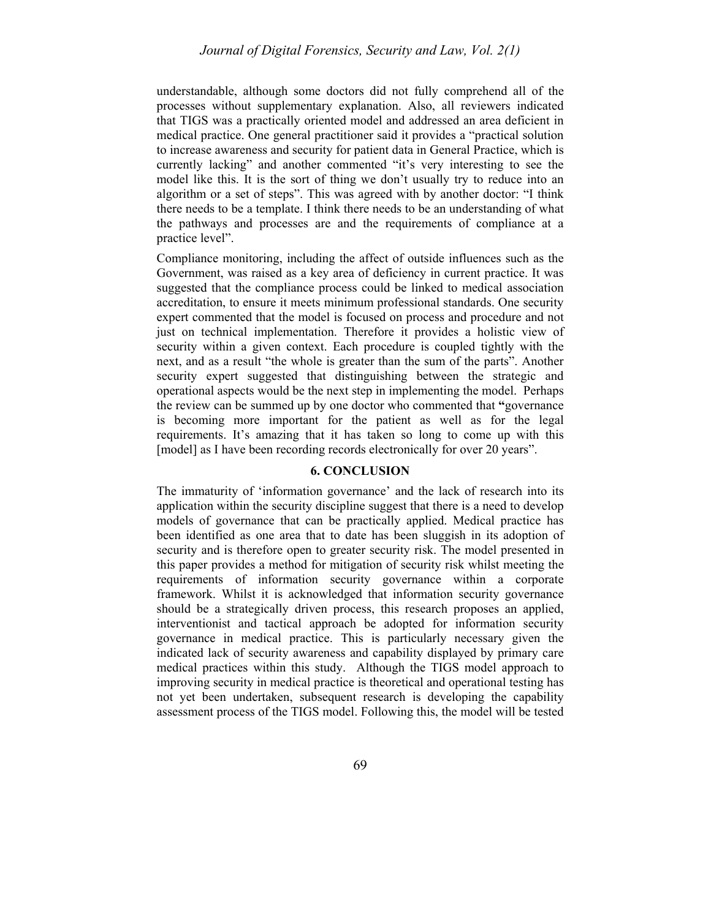understandable, although some doctors did not fully comprehend all of the processes without supplementary explanation. Also, all reviewers indicated that TIGS was a practically oriented model and addressed an area deficient in medical practice. One general practitioner said it provides a "practical solution to increase awareness and security for patient data in General Practice, which is currently lacking" and another commented "it's very interesting to see the model like this. It is the sort of thing we don't usually try to reduce into an algorithm or a set of steps". This was agreed with by another doctor: "I think there needs to be a template. I think there needs to be an understanding of what the pathways and processes are and the requirements of compliance at a practice level".

Compliance monitoring, including the affect of outside influences such as the Government, was raised as a key area of deficiency in current practice. It was suggested that the compliance process could be linked to medical association accreditation, to ensure it meets minimum professional standards. One security expert commented that the model is focused on process and procedure and not just on technical implementation. Therefore it provides a holistic view of security within a given context. Each procedure is coupled tightly with the next, and as a result "the whole is greater than the sum of the parts". Another security expert suggested that distinguishing between the strategic and operational aspects would be the next step in implementing the model. Perhaps the review can be summed up by one doctor who commented that **"**governance is becoming more important for the patient as well as for the legal requirements. It's amazing that it has taken so long to come up with this [model] as I have been recording records electronically for over 20 years".

## 6. CONCLUSION

The immaturity of 'information governance' and the lack of research into its application within the security discipline suggest that there is a need to develop models of governance that can be practically applied. Medical practice has been identified as one area that to date has been sluggish in its adoption of security and is therefore open to greater security risk. The model presented in this paper provides a method for mitigation of security risk whilst meeting the requirements of information security governance within a corporate framework. Whilst it is acknowledged that information security governance should be a strategically driven process, this research proposes an applied, interventionist and tactical approach be adopted for information security governance in medical practice. This is particularly necessary given the indicated lack of security awareness and capability displayed by primary care medical practices within this study. Although the TIGS model approach to improving security in medical practice is theoretical and operational testing has not yet been undertaken, subsequent research is developing the capability assessment process of the TIGS model. Following this, the model will be tested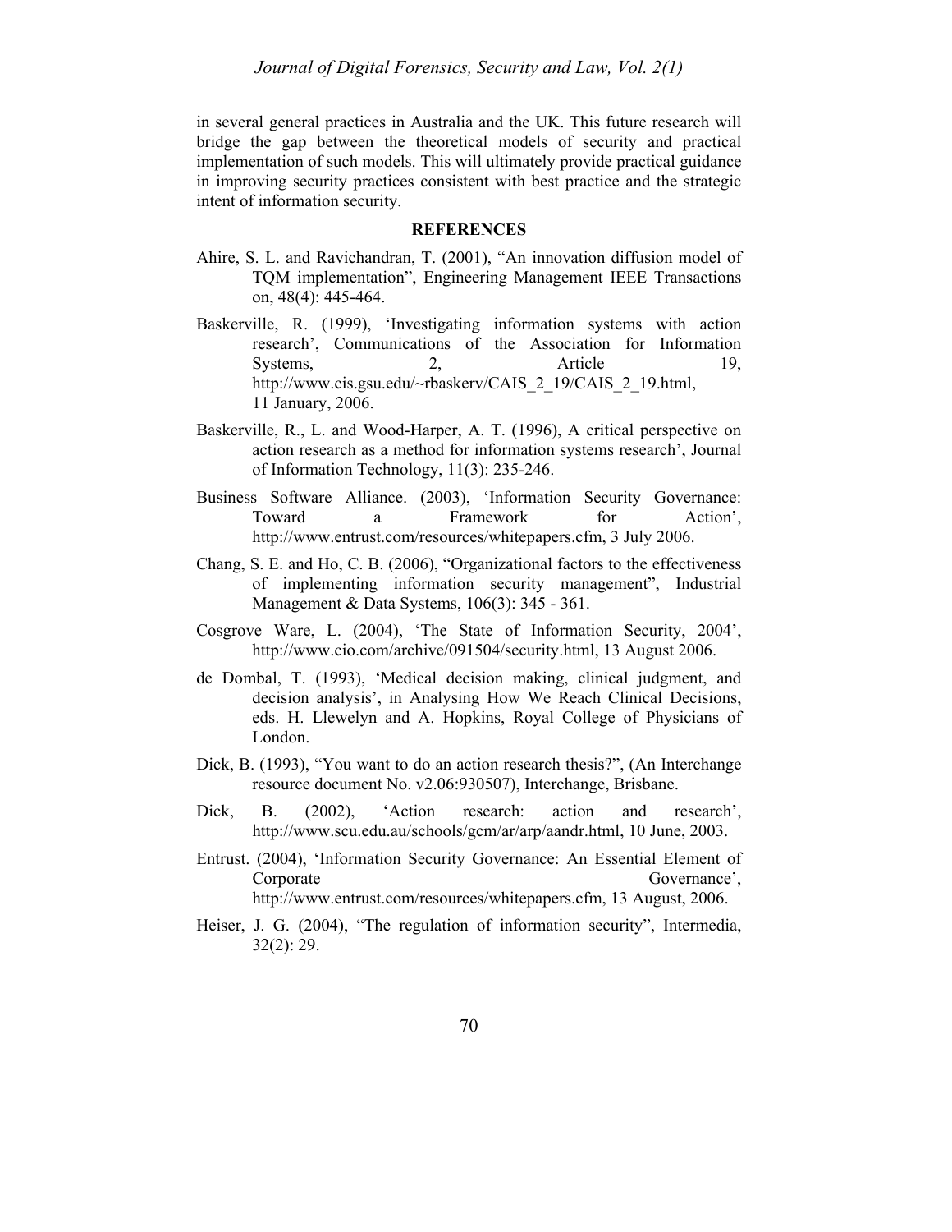in several general practices in Australia and the UK. This future research will bridge the gap between the theoretical models of security and practical implementation of such models. This will ultimately provide practical guidance in improving security practices consistent with best practice and the strategic intent of information security.

## REFERENCES

Ahire, S. L. and Ravichandran, T. (2001), “An innovation diffusion model of TQM implementation”, Engineering Management IEEE Transactions on, 48(4): 445-464.

Baskerville, R. (1999), ‘Investigating information systems with action research’, Communications of the Association for Information Systems, 2, Article 19, http://www.cis.gsu.edu/~rbaskerv/CAIS_2_19/CAIS_2_19.html, 11 January, 2006.

Baskerville, R., L. and Wood-Harper, A. T. (1996), A critical perspective on action research as a method for information systems research’, Journal of Information Technology, 11(3): 235-246.

Business Software Alliance. (2003), ‘Information Security Governance: Toward a Framework for Action’, http://www.entrust.com/resources/whitepapers.cfm, 3 July 2006.

Chang, S. E. and Ho, C. B. (2006), “Organizational factors to the effectiveness of implementing information security management”, Industrial Management & Data Systems, 106(3): 345 - 361.

Cosgrove Ware, L. (2004), ‘The State of Information Security, 2004’, http://www.cio.com/archive/091504/security.html, 13 August 2006.

de Dombal, T. (1993), ‘Medical decision making, clinical judgment, and decision analysis’, in Analysing How We Reach Clinical Decisions, eds. H. Llewelyn and A. Hopkins, Royal College of Physicians of London.

Dick, B. (1993), “You want to do an action research thesis?”, (An Interchange resource document No. v2.06:930507), Interchange, Brisbane.

Dick, B. (2002), ‘Action research: action and research’, http://www.scu.edu.au/schools/gcm/ar/arp/aandr.html, 10 June, 2003.

Entrust. (2004), ‘Information Security Governance: An Essential Element of Corporate Governance’, http://www.entrust.com/resources/whitepapers.cfm, 13 August, 2006.

Heiser, J. G. (2004), “The regulation of information security”, Intermedia, 32(2): 29.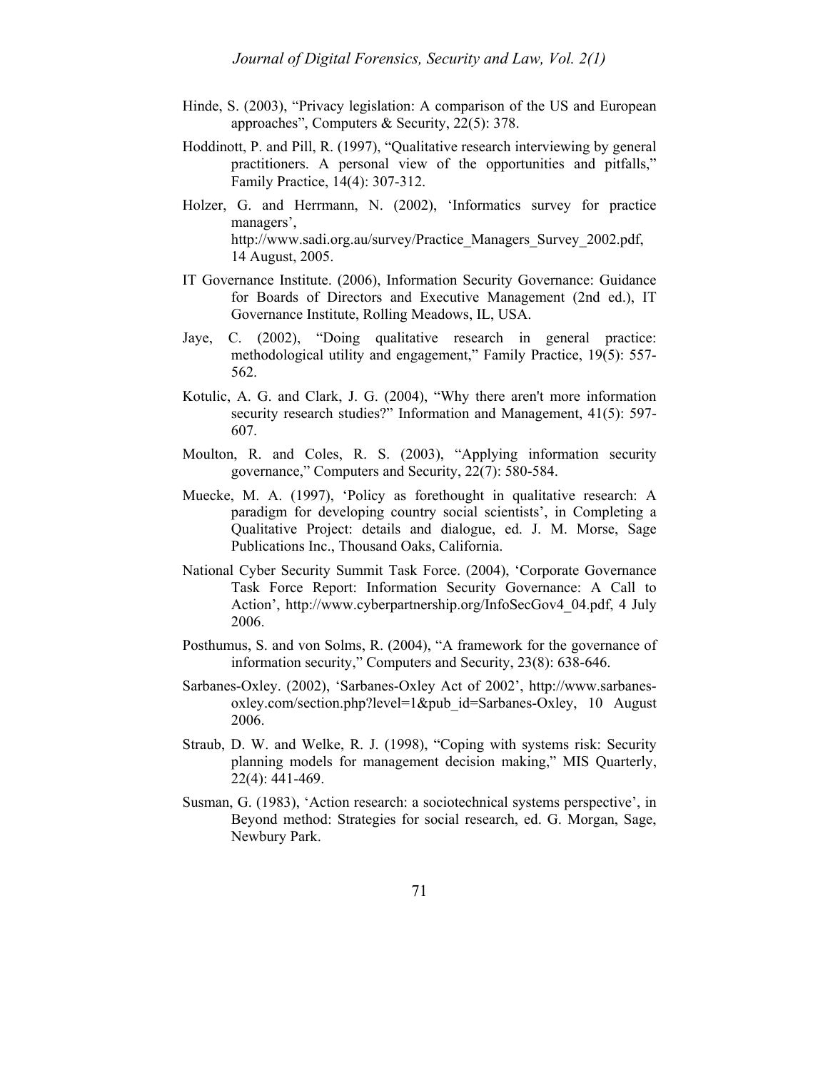Hinde, S. (2003), "Privacy legislation: A comparison of the US and European approaches", Computers & Security, 22(5): 378.

Hoddinott, P. and Pill, R. (1997), "Qualitative research interviewing by general practitioners. A personal view of the opportunities and pitfalls," Family Practice, 14(4): 307-312.

Holzer, G. and Herrmann, N. (2002), 'Informatics survey for practice managers', http://www.sadi.org.au/survey/Practice_Managers_Survey_2002.pdf, 14 August, 2005.

IT Governance Institute. (2006), Information Security Governance: Guidance for Boards of Directors and Executive Management (2nd ed.), IT Governance Institute, Rolling Meadows, IL, USA.

Jaye, C. (2002), "Doing qualitative research in general practice: methodological utility and engagement," Family Practice, 19(5): 557-562.

Kotulic, A. G. and Clark, J. G. (2004), "Why there aren't more information security research studies?" Information and Management, 41(5): 597-607.

Moulton, R. and Coles, R. S. (2003), "Applying information security governance," Computers and Security, 22(7): 580-584.

Muecke, M. A. (1997), 'Policy as forethought in qualitative research: A paradigm for developing country social scientists', in Completing a Qualitative Project: details and dialogue, ed. J. M. Morse, Sage Publications Inc., Thousand Oaks, California.

National Cyber Security Summit Task Force. (2004), 'Corporate Governance Task Force Report: Information Security Governance: A Call to Action', http://www.cyberpartnership.org/InfoSecGov4_04.pdf, 4 July 2006.

Posthumus, S. and von Solms, R. (2004), "A framework for the governance of information security," Computers and Security, 23(8): 638-646.

Sarbanes-Oxley. (2002), 'Sarbanes-Oxley Act of 2002', http://www.sarbanes-oxley.com/section.php?level=1&pub_id=Sarbanes-Oxley, 10 August 2006.

Straub, D. W. and Welke, R. J. (1998), "Coping with systems risk: Security planning models for management decision making," MIS Quarterly, 22(4): 441-469.

Susman, G. (1983), 'Action research: a sociotechnical systems perspective', in Beyond method: Strategies for social research, ed. G. Morgan, Sage, Newbury Park.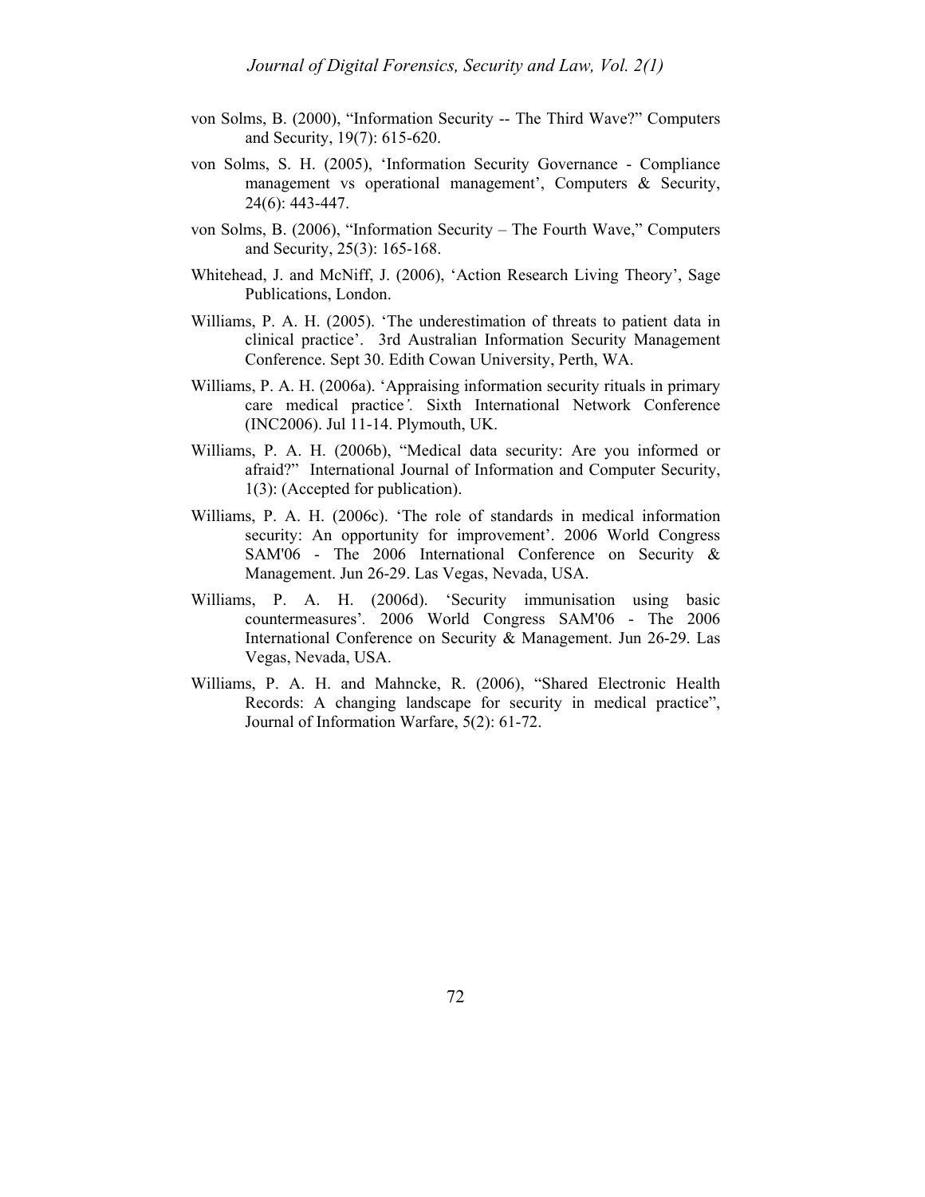von Solms, B. (2000), “Information Security -- The Third Wave?” Computers and Security, 19(7): 615-620.

von Solms, S. H. (2005), ‘Information Security Governance - Compliance management vs operational management’, Computers & Security, 24(6): 443-447.

von Solms, B. (2006), “Information Security – The Fourth Wave,” Computers and Security, 25(3): 165-168.

Whitehead, J. and McNiff, J. (2006), ‘Action Research Living Theory’, Sage Publications, London.

Williams, P. A. H. (2005). ‘The underestimation of threats to patient data in clinical practice’. 3rd Australian Information Security Management Conference. Sept 30. Edith Cowan University, Perth, WA.

Williams, P. A. H. (2006a). ‘Appraising information security rituals in primary care medical practice*’.* Sixth International Network Conference (INC2006). Jul 11-14. Plymouth, UK.

Williams, P. A. H. (2006b), “Medical data security: Are you informed or afraid?” International Journal of Information and Computer Security, 1(3): (Accepted for publication).

Williams, P. A. H. (2006c). ‘The role of standards in medical information security: An opportunity for improvement’. 2006 World Congress SAM'06 - The 2006 International Conference on Security & Management. Jun 26-29. Las Vegas, Nevada, USA.

Williams, P. A. H. (2006d). ‘Security immunisation using basic countermeasures’. 2006 World Congress SAM'06 - The 2006 International Conference on Security & Management. Jun 26-29. Las Vegas, Nevada, USA.

Williams, P. A. H. and Mahncke, R. (2006), “Shared Electronic Health Records: A changing landscape for security in medical practice”, Journal of Information Warfare, 5(2): 61-72.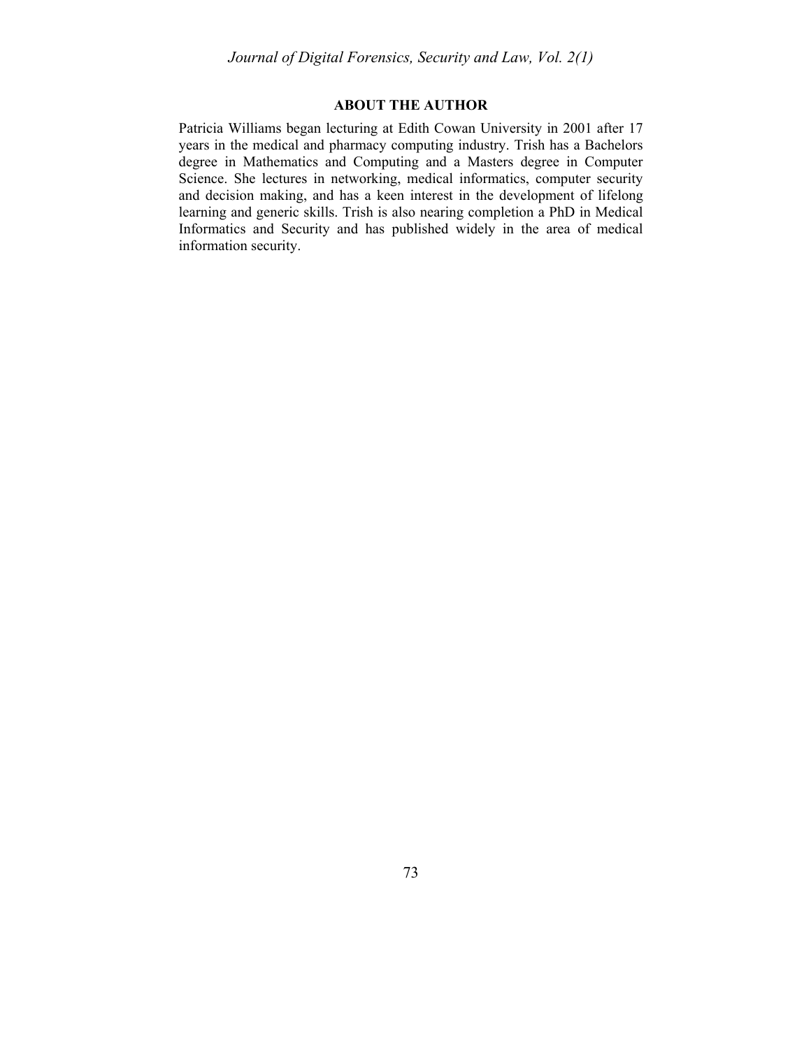## ABOUT THE AUTHOR

Patricia Williams began lecturing at Edith Cowan University in 2001 after 17 years in the medical and pharmacy computing industry. Trish has a Bachelors degree in Mathematics and Computing and a Masters degree in Computer Science. She lectures in networking, medical informatics, computer security and decision making, and has a keen interest in the development of lifelong learning and generic skills. Trish is also nearing completion a PhD in Medical Informatics and Security and has published widely in the area of medical information security.